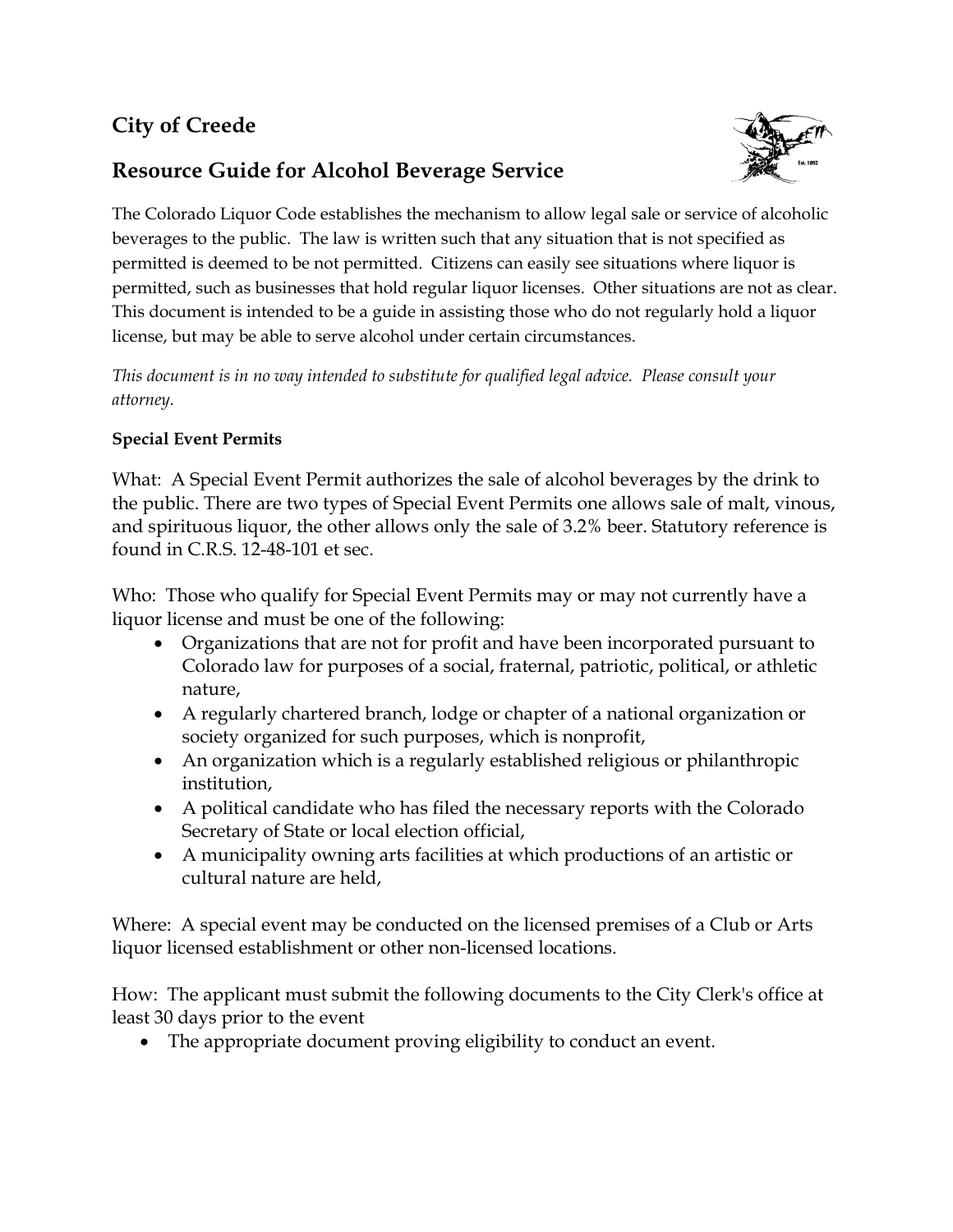## City of Creede

## Resource Guide for Alcohol Beverage Service

The Colorado Liquor Code establishes the mechanism to allow legal sale or service of alcoholic beverages to the public. The law is written such that any situation that is not specified as permitted is deemed to be not permitted. Citizens can easily see situations where liquor is permitted, such as businesses that hold regular liquor licenses. Other situations are not as clear. This document is intended to be a guide in assisting those who do not regularly hold a liquor license, but may be able to serve alcohol under certain circumstances.

*This document is in no way intended to substitute for qualified legal advice. Please consult your attorney.*

**Special Event Permits**

What: A Special Event Permit authorizes the sale of alcohol beverages by the drink to the public. There are two types of Special Event Permits one allows sale of malt, vinous, and spirituous liquor, the other allows only the sale of 3.2% beer. Statutory reference is found in C.R.S. 12-48-101 et sec.

Who: Those who qualify for Special Event Permits may or may not currently have a liquor license and must be one of the following:

- Organizations that are not for profit and have been incorporated pursuant to Colorado law for purposes of a social, fraternal, patriotic, political, or athletic nature,
- A regularly chartered branch, lodge or chapter of a national organization or society organized for such purposes, which is nonprofit,
- An organization which is a regularly established religious or philanthropic institution,
- A political candidate who has filed the necessary reports with the Colorado Secretary of State or local election official,
- A municipality owning arts facilities at which productions of an artistic or cultural nature are held,

Where: A special event may be conducted on the licensed premises of a Club or Arts liquor licensed establishment or other non-licensed locations.

How: The applicant must submit the following documents to the City Clerk's office at least 30 days prior to the event

- The appropriate document proving eligibility to conduct an event.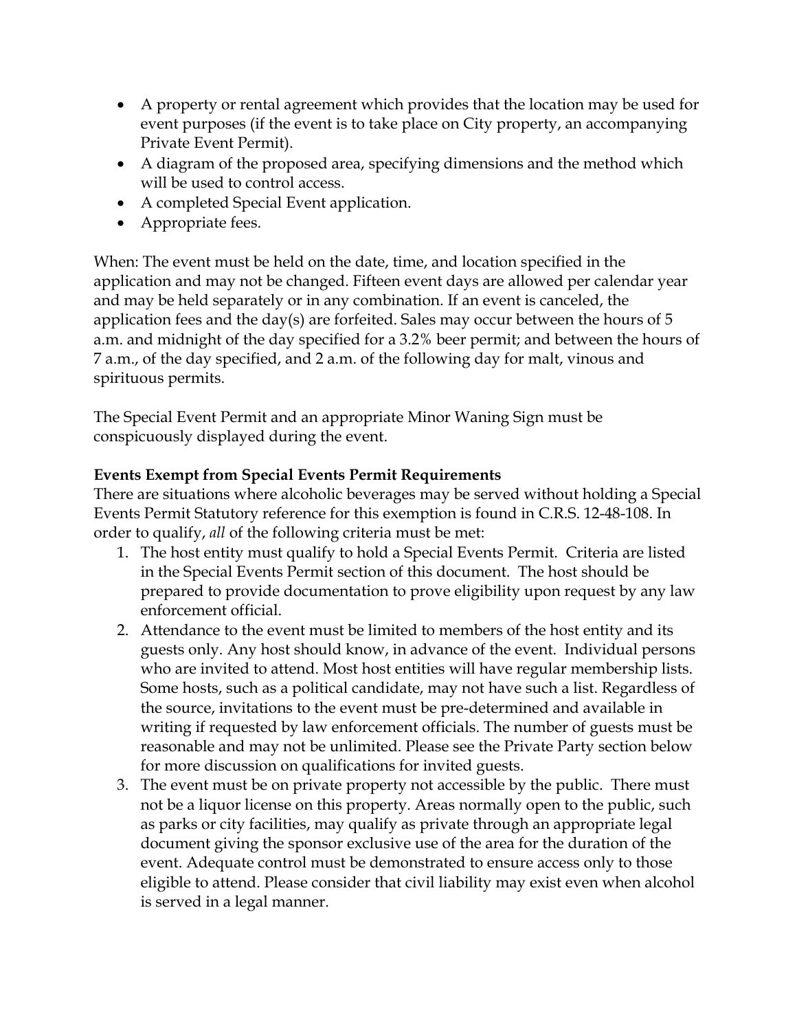- A property or rental agreement which provides that the location may be used for event purposes (if the event is to take place on City property, an accompanying Private Event Permit).
- A diagram of the proposed area, specifying dimensions and the method which will be used to control access.
- A completed Special Event application.
- Appropriate fees.

When: The event must be held on the date, time, and location specified in the application and may not be changed. Fifteen event days are allowed per calendar year and may be held separately or in any combination. If an event is canceled, the application fees and the day(s) are forfeited. Sales may occur between the hours of 5 a.m. and midnight of the day specified for a 3.2% beer permit; and between the hours of 7 a.m., of the day specified, and 2 a.m. of the following day for malt, vinous and spirituous permits.

The Special Event Permit and an appropriate Minor Waning Sign must be conspicuously displayed during the event.

**Events Exempt from Special Events Permit Requirements**

There are situations where alcoholic beverages may be served without holding a Special Events Permit Statutory reference for this exemption is found in C.R.S. 12-48-108. In order to qualify, *all* of the following criteria must be met:

1. The host entity must qualify to hold a Special Events Permit. Criteria are listed in the Special Events Permit section of this document. The host should be prepared to provide documentation to prove eligibility upon request by any law enforcement official.
2. Attendance to the event must be limited to members of the host entity and its guests only. Any host should know, in advance of the event. Individual persons who are invited to attend. Most host entities will have regular membership lists. Some hosts, such as a political candidate, may not have such a list. Regardless of the source, invitations to the event must be pre-determined and available in writing if requested by law enforcement officials. The number of guests must be reasonable and may not be unlimited. Please see the Private Party section below for more discussion on qualifications for invited guests.
3. The event must be on private property not accessible by the public. There must not be a liquor license on this property. Areas normally open to the public, such as parks or city facilities, may qualify as private through an appropriate legal document giving the sponsor exclusive use of the area for the duration of the event. Adequate control must be demonstrated to ensure access only to those eligible to attend. Please consider that civil liability may exist even when alcohol is served in a legal manner.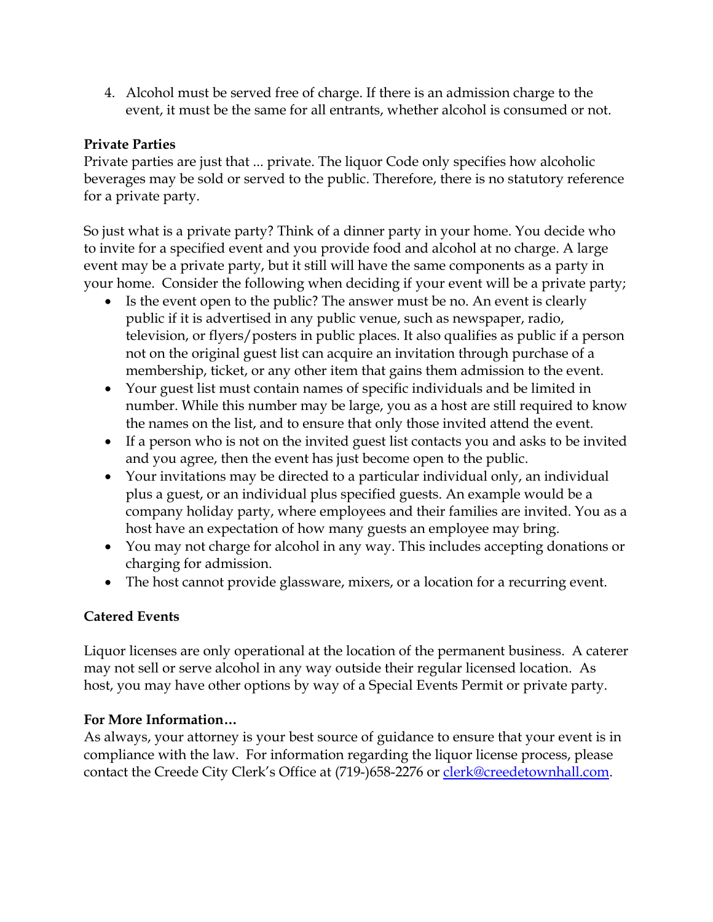4. Alcohol must be served free of charge. If there is an admission charge to the event, it must be the same for all entrants, whether alcohol is consumed or not.

**Private Parties**

Private parties are just that ... private. The liquor Code only specifies how alcoholic beverages may be sold or served to the public. Therefore, there is no statutory reference for a private party.

So just what is a private party? Think of a dinner party in your home. You decide who to invite for a specified event and you provide food and alcohol at no charge. A large event may be a private party, but it still will have the same components as a party in your home. Consider the following when deciding if your event will be a private party;

- Is the event open to the public? The answer must be no. An event is clearly public if it is advertised in any public venue, such as newspaper, radio, television, or flyers/posters in public places. It also qualifies as public if a person not on the original guest list can acquire an invitation through purchase of a membership, ticket, or any other item that gains them admission to the event.
- Your guest list must contain names of specific individuals and be limited in number. While this number may be large, you as a host are still required to know the names on the list, and to ensure that only those invited attend the event.
- If a person who is not on the invited guest list contacts you and asks to be invited and you agree, then the event has just become open to the public.
- Your invitations may be directed to a particular individual only, an individual plus a guest, or an individual plus specified guests. An example would be a company holiday party, where employees and their families are invited. You as a host have an expectation of how many guests an employee may bring.
- You may not charge for alcohol in any way. This includes accepting donations or charging for admission.
- The host cannot provide glassware, mixers, or a location for a recurring event.

**Catered Events**

Liquor licenses are only operational at the location of the permanent business. A caterer may not sell or serve alcohol in any way outside their regular licensed location. As host, you may have other options by way of a Special Events Permit or private party.

**For More Information…**

As always, your attorney is your best source of guidance to ensure that your event is in compliance with the law. For information regarding the liquor license process, please contact the Creede City Clerk's Office at (719-)658-2276 or clerk@creedetownhall.com.